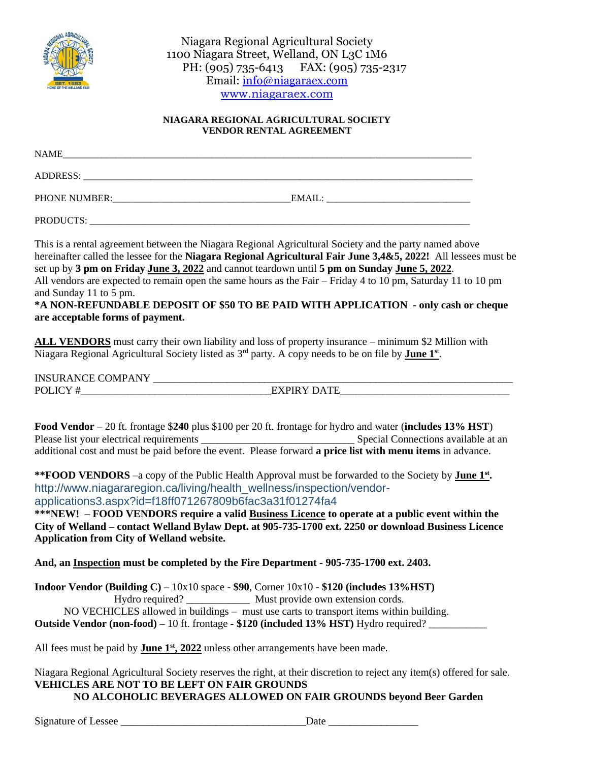Niagara Regional Agricultural Society
1100 Niagara Street, Welland, ON L3C 1M6
PH: (905) 735-6413 FAX: (905) 735-2317
Email: info@niagaraex.com
www.niagaraex.com

**NIAGARA REGIONAL AGRICULTURAL SOCIETY**
**VENDOR RENTAL AGREEMENT**

NAME_______________________________________________________________________________

ADDRESS: ___________________________________________________________________________

PHONE NUMBER:___________________________________EMAIL: ___________________________

PRODUCTS: _________________________________________________________________________

This is a rental agreement between the Niagara Regional Agricultural Society and the party named above hereinafter called the lessee for the **Niagara Regional Agricultural Fair June 3,4&5, 2022!** All lessees must be set up by **3 pm on Friday <u>June 3, 2022</u>** and cannot teardown until **5 pm on Sunday <u>June 5, 2022</u>**.
All vendors are expected to remain open the same hours as the Fair – Friday 4 to 10 pm, Saturday 11 to 10 pm and Sunday 11 to 5 pm.
**\*A NON-REFUNDABLE DEPOSIT OF $50 TO BE PAID WITH APPLICATION - only cash or cheque are acceptable forms of payment.**

**<u>ALL VENDORS</u>** must carry their own liability and loss of property insurance – minimum $2 Million with Niagara Regional Agricultural Society listed as 3rd party. A copy needs to be on file by **<u>June 1st</u>**.

INSURANCE COMPANY _______________________________________________________________
POLICY #________________________________EXPIRY DATE___________________________

**Food Vendor** – 20 ft. frontage $**240** plus $100 per 20 ft. frontage for hydro and water (**includes 13% HST**)
Please list your electrical requirements _________________________ Special Connections available at an additional cost and must be paid before the event. Please forward **a price list with menu items** in advance.

**\*\*FOOD VENDORS** –a copy of the Public Health Approval must be forwarded to the Society by **<u>June 1st</u>.**
http://www.niagararegion.ca/living/health_wellness/inspection/vendor-applications3.aspx?id=f18ff071267809b6fac3a31f01274fa4
**\*\*\*NEW! – FOOD VENDORS require a valid <u>Business Licence</u> to operate at a public event within the City of Welland – contact Welland Bylaw Dept. at 905-735-1700 ext. 2250 or download Business Licence Application from City of Welland website.**

**And, an <u>Inspection</u> must be completed by the Fire Department - 905-735-1700 ext. 2403.**

**Indoor Vendor (Building C) –** 10x10 space - **$90**, Corner 10x10 - **$120 (includes 13%HST)**
Hydro required? ___________ Must provide own extension cords.
NO VECHICLES allowed in buildings – must use carts to transport items within building.
**Outside Vendor (non-food) –** 10 ft. frontage **- $120 (included 13% HST)** Hydro required? ___________

All fees must be paid by **<u>June 1st, 2022</u>** unless other arrangements have been made.

Niagara Regional Agricultural Society reserves the right, at their discretion to reject any item(s) offered for sale.
**VEHICLES ARE NOT TO BE LEFT ON FAIR GROUNDS**
**NO ALCOHOLIC BEVERAGES ALLOWED ON FAIR GROUNDS beyond Beer Garden**

Signature of Lessee ________________________________Date ________________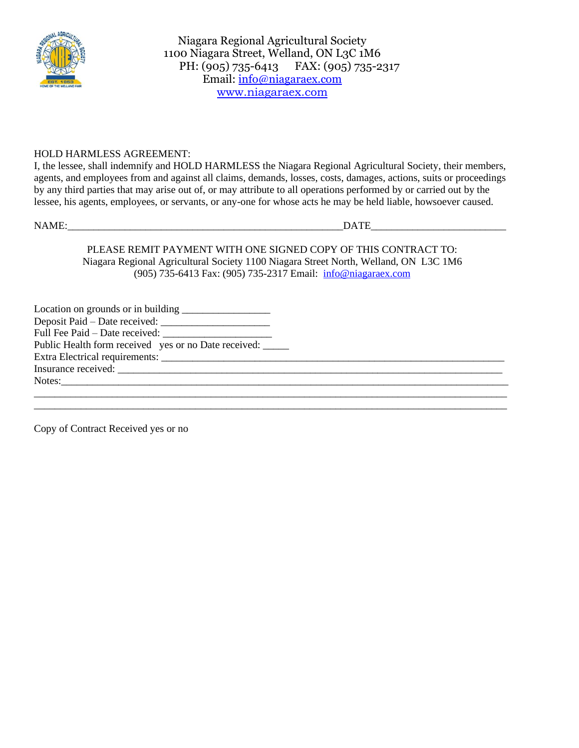Niagara Regional Agricultural Society
1100 Niagara Street, Welland, ON L3C 1M6
PH: (905) 735-6413 FAX: (905) 735-2317
Email: info@niagaraex.com
www.niagaraex.com

HOLD HARMLESS AGREEMENT:
I, the lessee, shall indemnify and HOLD HARMLESS the Niagara Regional Agricultural Society, their members, agents, and employees from and against all claims, demands, losses, costs, damages, actions, suits or proceedings by any third parties that may arise out of, or may attribute to all operations performed by or carried out by the lessee, his agents, employees, or servants, or any-one for whose acts he may be held liable, howsoever caused.

NAME:_____________________________________________________DATE_________________________

PLEASE REMIT PAYMENT WITH ONE SIGNED COPY OF THIS CONTRACT TO:
Niagara Regional Agricultural Society 1100 Niagara Street North, Welland, ON L3C 1M6
(905) 735-6413 Fax: (905) 735-2317 Email: info@niagaraex.com

Location on grounds or in building ________________
Deposit Paid – Date received: ____________________
Full Fee Paid – Date received: ____________________
Public Health form received yes or no Date received: _____
Extra Electrical requirements: _________________________________________________________________
Insurance received: ___________________________________________________________________________
Notes:_______________________________________________________________________________________
_____________________________________________________________________________________________
_____________________________________________________________________________________________

Copy of Contract Received yes or no